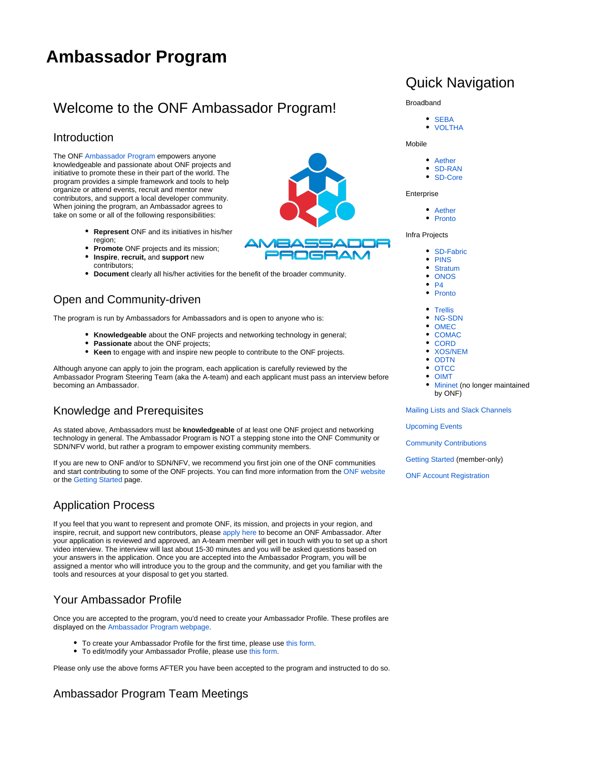# Ambassador Program

## Welcome to the ONF Ambassador Program!

### Introduction

The ONF Ambassador Program empowers anyone knowledgeable and passionate about ONF projects and initiative to promote these in their part of the world. The program provides a simple framework and tools to help organize or attend events, recruit and mentor new contributors, and support a local developer community. When joining the program, an Ambassador agrees to take on some or all of the following responsibilities:

- **Represent** ONF and its initiatives in his/her region;
- **Promote** ONF projects and its mission;
- **Inspire**, **recruit,** and **support** new contributors;
- **Document** clearly all his/her activities for the benefit of the broader community.

### Open and Community-driven

The program is run by Ambassadors for Ambassadors and is open to anyone who is:

- **Knowledgeable** about the ONF projects and networking technology in general;
- **Passionate** about the ONF projects;
- **Keen** to engage with and inspire new people to contribute to the ONF projects.

Although anyone can apply to join the program, each application is carefully reviewed by the Ambassador Program Steering Team (aka the A-team) and each applicant must pass an interview before becoming an Ambassador.

### Knowledge and Prerequisites

As stated above, Ambassadors must be **knowledgeable** of at least one ONF project and networking technology in general. The Ambassador Program is NOT a stepping stone into the ONF Community or SDN/NFV world, but rather a program to empower existing community members.

If you are new to ONF and/or to SDN/NFV, we recommend you first join one of the ONF communities and start contributing to some of the ONF projects. You can find more information from the ONF website or the Getting Started page.

### Application Process

If you feel that you want to represent and promote ONF, its mission, and projects in your region, and inspire, recruit, and support new contributors, please apply here to become an ONF Ambassador. After your application is reviewed and approved, an A-team member will get in touch with you to set up a short video interview. The interview will last about 15-30 minutes and you will be asked questions based on your answers in the application. Once you are accepted into the Ambassador Program, you will be assigned a mentor who will introduce you to the group and the community, and get you familiar with the tools and resources at your disposal to get you started.

### Your Ambassador Profile

Once you are accepted to the program, you'd need to create your Ambassador Profile. These profiles are displayed on the Ambassador Program webpage.

- To create your Ambassador Profile for the first time, please use this form.
- To edit/modify your Ambassador Profile, please use this form.

Please only use the above forms AFTER you have been accepted to the program and instructed to do so.

### Ambassador Program Team Meetings

## Quick Navigation

Broadband

- SEBA
- VOLTHA

Mobile

- Aether
- SD-RAN
- SD-Core

Enterprise

- Aether
- Pronto

Infra Projects

- SD-Fabric
- PINS
- Stratum
- ONOS
- P4
- Pronto

- Trellis
- NG-SDN
- OMEC
- COMAC
- CORD
- XOS/NEM
- ODTN
- OTCC
- OIMT
- Mininet (no longer maintained by ONF)

Mailing Lists and Slack Channels

Upcoming Events

Community Contributions

Getting Started (member-only)

ONF Account Registration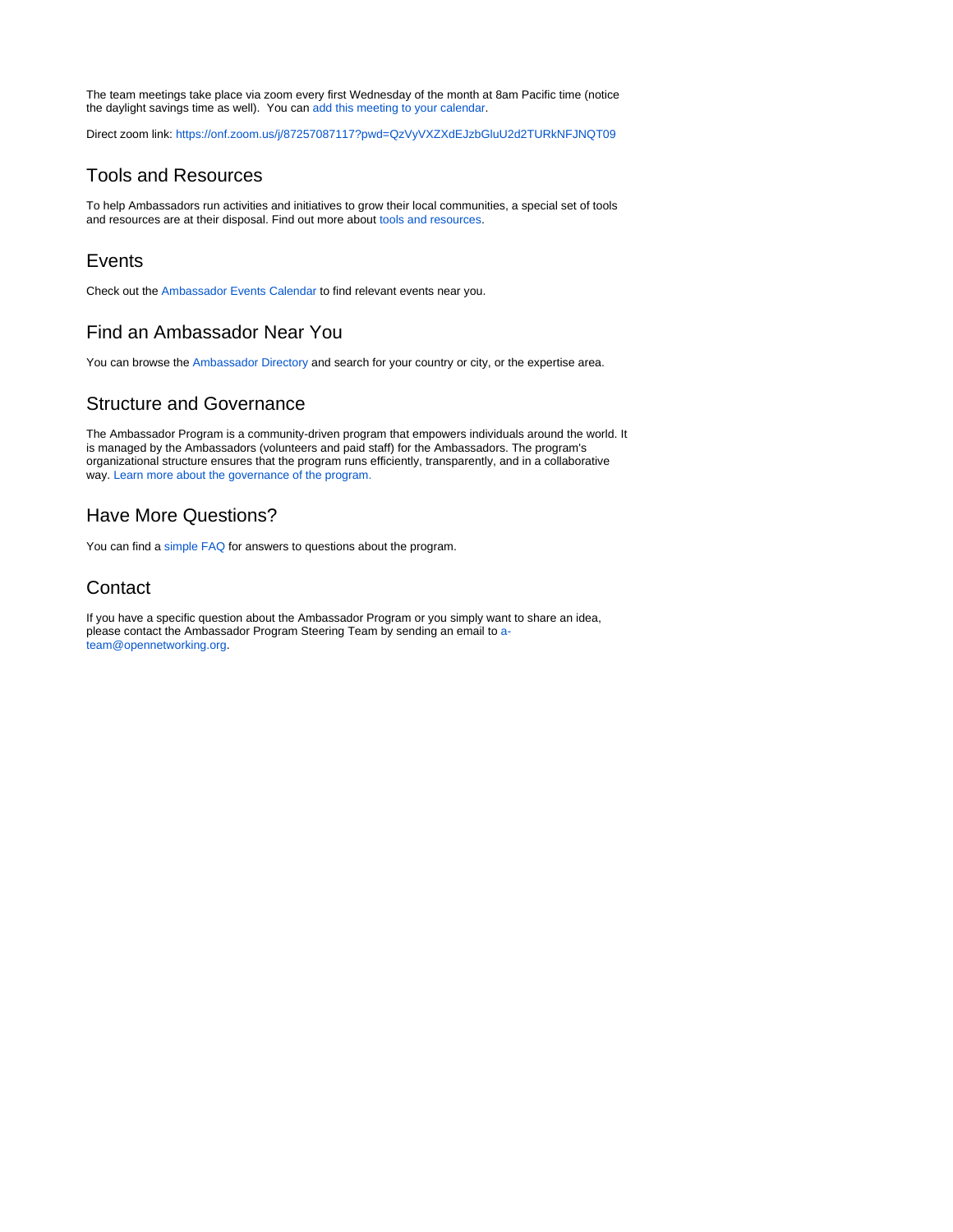The team meetings take place via zoom every first Wednesday of the month at 8am Pacific time (notice the daylight savings time as well).  You can add this meeting to your calendar.

Direct zoom link: https://onf.zoom.us/j/87257087117?pwd=QzVyVXZXdEJzbGluU2d2TURkNFJNQT09

## Tools and Resources

To help Ambassadors run activities and initiatives to grow their local communities, a special set of tools and resources are at their disposal. Find out more about tools and resources.

## Events

Check out the Ambassador Events Calendar to find relevant events near you.

## Find an Ambassador Near You

You can browse the Ambassador Directory and search for your country or city, or the expertise area.

## Structure and Governance

The Ambassador Program is a community-driven program that empowers individuals around the world. It is managed by the Ambassadors (volunteers and paid staff) for the Ambassadors. The program's organizational structure ensures that the program runs efficiently, transparently, and in a collaborative way. Learn more about the governance of the program.

## Have More Questions?

You can find a simple FAQ for answers to questions about the program.

## Contact

If you have a specific question about the Ambassador Program or you simply want to share an idea, please contact the Ambassador Program Steering Team by sending an email to a-team@opennetworking.org.